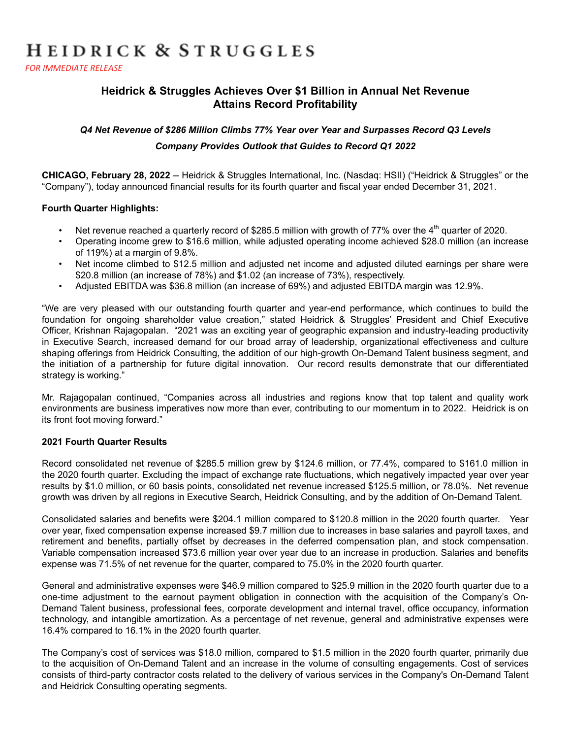# HEIDRICK & STRUGGLES

*FOR IMMEDIATE RELEASE*

## Heidrick & Struggles Achieves Over $1 Billion in Annual Net Revenue Attains Record Profitability

***Q4 Net Revenue of $286 Million Climbs 77% Year over Year and Surpasses Record Q3 Levels***

***Company Provides Outlook that Guides to Record Q1 2022***

**CHICAGO, February 28, 2022** -- Heidrick & Struggles International, Inc. (Nasdaq: HSII) ("Heidrick & Struggles" or the "Company"), today announced financial results for its fourth quarter and fiscal year ended December 31, 2021.

**Fourth Quarter Highlights:**

- Net revenue reached a quarterly record of $285.5 million with growth of 77% over the 4th quarter of 2020.
- Operating income grew to $16.6 million, while adjusted operating income achieved $28.0 million (an increase of 119%) at a margin of 9.8%.
- Net income climbed to $12.5 million and adjusted net income and adjusted diluted earnings per share were $20.8 million (an increase of 78%) and $1.02 (an increase of 73%), respectively.
- Adjusted EBITDA was $36.8 million (an increase of 69%) and adjusted EBITDA margin was 12.9%.

"We are very pleased with our outstanding fourth quarter and year-end performance, which continues to build the foundation for ongoing shareholder value creation," stated Heidrick & Struggles' President and Chief Executive Officer, Krishnan Rajagopalan. "2021 was an exciting year of geographic expansion and industry-leading productivity in Executive Search, increased demand for our broad array of leadership, organizational effectiveness and culture shaping offerings from Heidrick Consulting, the addition of our high-growth On-Demand Talent business segment, and the initiation of a partnership for future digital innovation. Our record results demonstrate that our differentiated strategy is working."

Mr. Rajagopalan continued, "Companies across all industries and regions know that top talent and quality work environments are business imperatives now more than ever, contributing to our momentum in to 2022. Heidrick is on its front foot moving forward."

**2021 Fourth Quarter Results**

Record consolidated net revenue of $285.5 million grew by $124.6 million, or 77.4%, compared to $161.0 million in the 2020 fourth quarter. Excluding the impact of exchange rate fluctuations, which negatively impacted year over year results by $1.0 million, or 60 basis points, consolidated net revenue increased $125.5 million, or 78.0%. Net revenue growth was driven by all regions in Executive Search, Heidrick Consulting, and by the addition of On-Demand Talent.

Consolidated salaries and benefits were $204.1 million compared to $120.8 million in the 2020 fourth quarter. Year over year, fixed compensation expense increased $9.7 million due to increases in base salaries and payroll taxes, and retirement and benefits, partially offset by decreases in the deferred compensation plan, and stock compensation. Variable compensation increased $73.6 million year over year due to an increase in production. Salaries and benefits expense was 71.5% of net revenue for the quarter, compared to 75.0% in the 2020 fourth quarter.

General and administrative expenses were $46.9 million compared to $25.9 million in the 2020 fourth quarter due to a one-time adjustment to the earnout payment obligation in connection with the acquisition of the Company's On-Demand Talent business, professional fees, corporate development and internal travel, office occupancy, information technology, and intangible amortization. As a percentage of net revenue, general and administrative expenses were 16.4% compared to 16.1% in the 2020 fourth quarter.

The Company's cost of services was $18.0 million, compared to $1.5 million in the 2020 fourth quarter, primarily due to the acquisition of On-Demand Talent and an increase in the volume of consulting engagements. Cost of services consists of third-party contractor costs related to the delivery of various services in the Company's On-Demand Talent and Heidrick Consulting operating segments.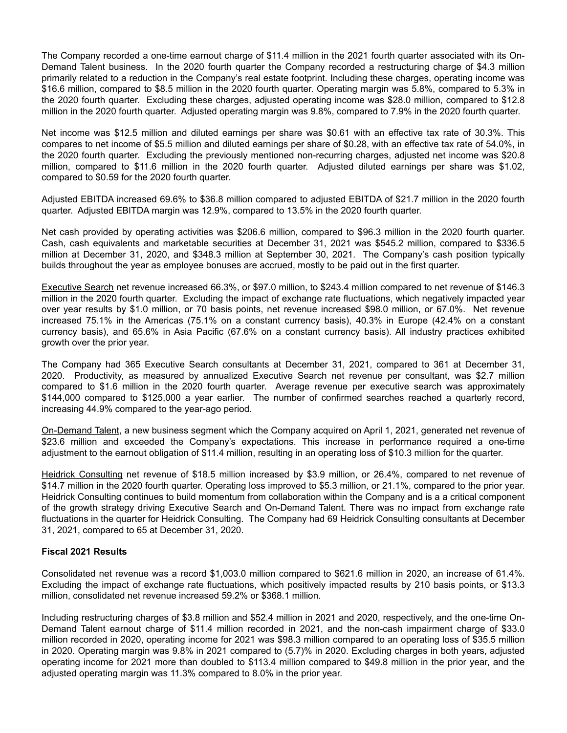The Company recorded a one-time earnout charge of $11.4 million in the 2021 fourth quarter associated with its On-Demand Talent business. In the 2020 fourth quarter the Company recorded a restructuring charge of $4.3 million primarily related to a reduction in the Company's real estate footprint. Including these charges, operating income was $16.6 million, compared to $8.5 million in the 2020 fourth quarter. Operating margin was 5.8%, compared to 5.3% in the 2020 fourth quarter. Excluding these charges, adjusted operating income was $28.0 million, compared to $12.8 million in the 2020 fourth quarter. Adjusted operating margin was 9.8%, compared to 7.9% in the 2020 fourth quarter.

Net income was $12.5 million and diluted earnings per share was $0.61 with an effective tax rate of 30.3%. This compares to net income of $5.5 million and diluted earnings per share of $0.28, with an effective tax rate of 54.0%, in the 2020 fourth quarter. Excluding the previously mentioned non-recurring charges, adjusted net income was $20.8 million, compared to $11.6 million in the 2020 fourth quarter. Adjusted diluted earnings per share was $1.02, compared to $0.59 for the 2020 fourth quarter.

Adjusted EBITDA increased 69.6% to $36.8 million compared to adjusted EBITDA of $21.7 million in the 2020 fourth quarter. Adjusted EBITDA margin was 12.9%, compared to 13.5% in the 2020 fourth quarter.

Net cash provided by operating activities was $206.6 million, compared to $96.3 million in the 2020 fourth quarter. Cash, cash equivalents and marketable securities at December 31, 2021 was $545.2 million, compared to $336.5 million at December 31, 2020, and $348.3 million at September 30, 2021. The Company's cash position typically builds throughout the year as employee bonuses are accrued, mostly to be paid out in the first quarter.

Executive Search net revenue increased 66.3%, or $97.0 million, to $243.4 million compared to net revenue of $146.3 million in the 2020 fourth quarter. Excluding the impact of exchange rate fluctuations, which negatively impacted year over year results by $1.0 million, or 70 basis points, net revenue increased $98.0 million, or 67.0%. Net revenue increased 75.1% in the Americas (75.1% on a constant currency basis), 40.3% in Europe (42.4% on a constant currency basis), and 65.6% in Asia Pacific (67.6% on a constant currency basis). All industry practices exhibited growth over the prior year.

The Company had 365 Executive Search consultants at December 31, 2021, compared to 361 at December 31, 2020. Productivity, as measured by annualized Executive Search net revenue per consultant, was $2.7 million compared to $1.6 million in the 2020 fourth quarter. Average revenue per executive search was approximately $144,000 compared to $125,000 a year earlier. The number of confirmed searches reached a quarterly record, increasing 44.9% compared to the year-ago period.

On-Demand Talent, a new business segment which the Company acquired on April 1, 2021, generated net revenue of $23.6 million and exceeded the Company's expectations. This increase in performance required a one-time adjustment to the earnout obligation of $11.4 million, resulting in an operating loss of $10.3 million for the quarter.

Heidrick Consulting net revenue of $18.5 million increased by $3.9 million, or 26.4%, compared to net revenue of $14.7 million in the 2020 fourth quarter. Operating loss improved to $5.3 million, or 21.1%, compared to the prior year. Heidrick Consulting continues to build momentum from collaboration within the Company and is a a critical component of the growth strategy driving Executive Search and On-Demand Talent. There was no impact from exchange rate fluctuations in the quarter for Heidrick Consulting. The Company had 69 Heidrick Consulting consultants at December 31, 2021, compared to 65 at December 31, 2020.

**Fiscal 2021 Results**

Consolidated net revenue was a record $1,003.0 million compared to $621.6 million in 2020, an increase of 61.4%. Excluding the impact of exchange rate fluctuations, which positively impacted results by 210 basis points, or $13.3 million, consolidated net revenue increased 59.2% or $368.1 million.

Including restructuring charges of $3.8 million and $52.4 million in 2021 and 2020, respectively, and the one-time On-Demand Talent earnout charge of $11.4 million recorded in 2021, and the non-cash impairment charge of $33.0 million recorded in 2020, operating income for 2021 was $98.3 million compared to an operating loss of $35.5 million in 2020. Operating margin was 9.8% in 2021 compared to (5.7)% in 2020. Excluding charges in both years, adjusted operating income for 2021 more than doubled to $113.4 million compared to $49.8 million in the prior year, and the adjusted operating margin was 11.3% compared to 8.0% in the prior year.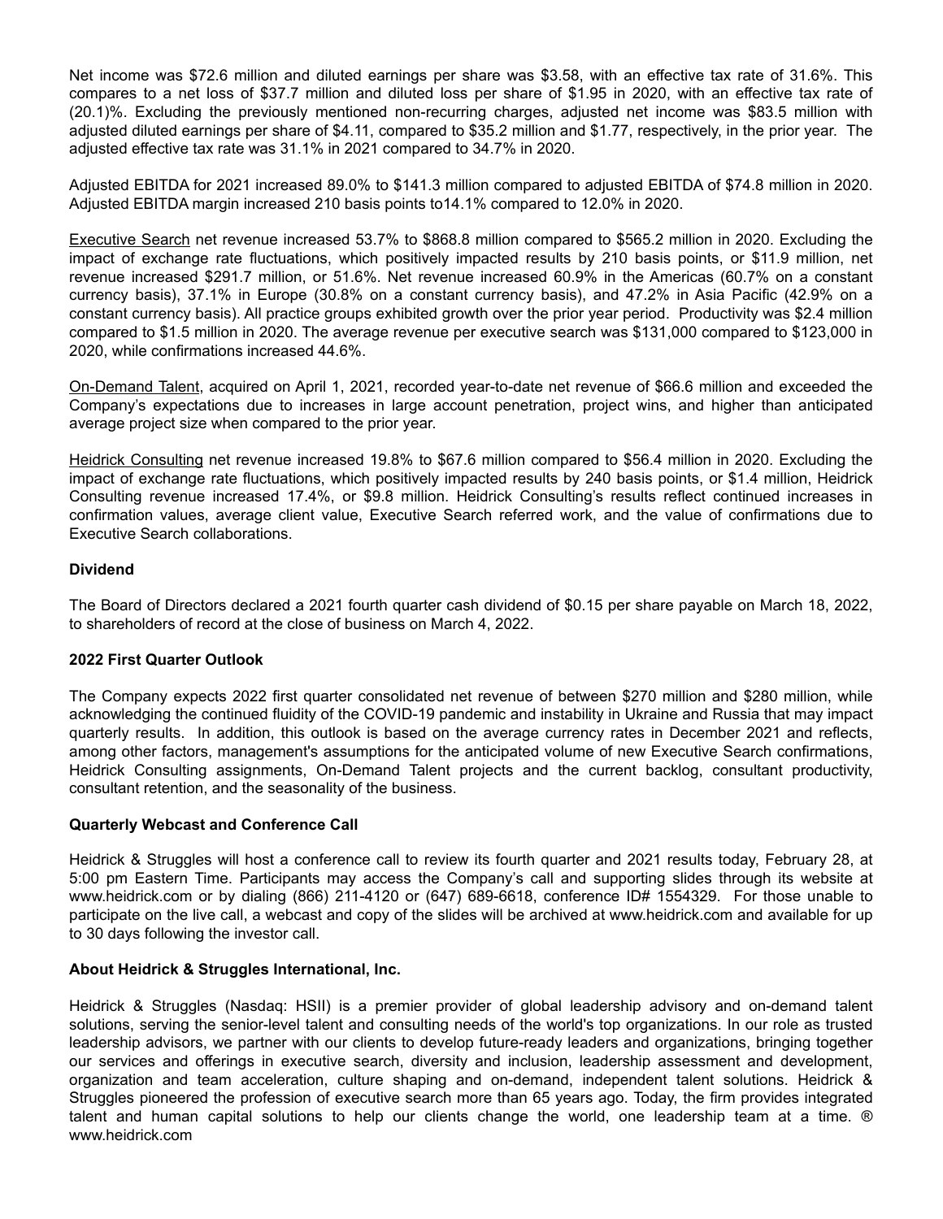Net income was $72.6 million and diluted earnings per share was $3.58, with an effective tax rate of 31.6%. This compares to a net loss of $37.7 million and diluted loss per share of $1.95 in 2020, with an effective tax rate of (20.1)%. Excluding the previously mentioned non-recurring charges, adjusted net income was $83.5 million with adjusted diluted earnings per share of $4.11, compared to $35.2 million and $1.77, respectively, in the prior year. The adjusted effective tax rate was 31.1% in 2021 compared to 34.7% in 2020.

Adjusted EBITDA for 2021 increased 89.0% to $141.3 million compared to adjusted EBITDA of $74.8 million in 2020. Adjusted EBITDA margin increased 210 basis points to14.1% compared to 12.0% in 2020.

Executive Search net revenue increased 53.7% to $868.8 million compared to $565.2 million in 2020. Excluding the impact of exchange rate fluctuations, which positively impacted results by 210 basis points, or $11.9 million, net revenue increased $291.7 million, or 51.6%. Net revenue increased 60.9% in the Americas (60.7% on a constant currency basis), 37.1% in Europe (30.8% on a constant currency basis), and 47.2% in Asia Pacific (42.9% on a constant currency basis). All practice groups exhibited growth over the prior year period. Productivity was $2.4 million compared to $1.5 million in 2020. The average revenue per executive search was $131,000 compared to $123,000 in 2020, while confirmations increased 44.6%.

On-Demand Talent, acquired on April 1, 2021, recorded year-to-date net revenue of $66.6 million and exceeded the Company's expectations due to increases in large account penetration, project wins, and higher than anticipated average project size when compared to the prior year.

Heidrick Consulting net revenue increased 19.8% to $67.6 million compared to $56.4 million in 2020. Excluding the impact of exchange rate fluctuations, which positively impacted results by 240 basis points, or $1.4 million, Heidrick Consulting revenue increased 17.4%, or $9.8 million. Heidrick Consulting's results reflect continued increases in confirmation values, average client value, Executive Search referred work, and the value of confirmations due to Executive Search collaborations.

**Dividend**

The Board of Directors declared a 2021 fourth quarter cash dividend of $0.15 per share payable on March 18, 2022, to shareholders of record at the close of business on March 4, 2022.

**2022 First Quarter Outlook**

The Company expects 2022 first quarter consolidated net revenue of between $270 million and $280 million, while acknowledging the continued fluidity of the COVID-19 pandemic and instability in Ukraine and Russia that may impact quarterly results. In addition, this outlook is based on the average currency rates in December 2021 and reflects, among other factors, management's assumptions for the anticipated volume of new Executive Search confirmations, Heidrick Consulting assignments, On-Demand Talent projects and the current backlog, consultant productivity, consultant retention, and the seasonality of the business.

**Quarterly Webcast and Conference Call**

Heidrick & Struggles will host a conference call to review its fourth quarter and 2021 results today, February 28, at 5:00 pm Eastern Time. Participants may access the Company's call and supporting slides through its website at www.heidrick.com or by dialing (866) 211-4120 or (647) 689-6618, conference ID# 1554329. For those unable to participate on the live call, a webcast and copy of the slides will be archived at www.heidrick.com and available for up to 30 days following the investor call.

**About Heidrick & Struggles International, Inc.**

Heidrick & Struggles (Nasdaq: HSII) is a premier provider of global leadership advisory and on-demand talent solutions, serving the senior-level talent and consulting needs of the world's top organizations. In our role as trusted leadership advisors, we partner with our clients to develop future-ready leaders and organizations, bringing together our services and offerings in executive search, diversity and inclusion, leadership assessment and development, organization and team acceleration, culture shaping and on-demand, independent talent solutions. Heidrick & Struggles pioneered the profession of executive search more than 65 years ago. Today, the firm provides integrated talent and human capital solutions to help our clients change the world, one leadership team at a time. ® www.heidrick.com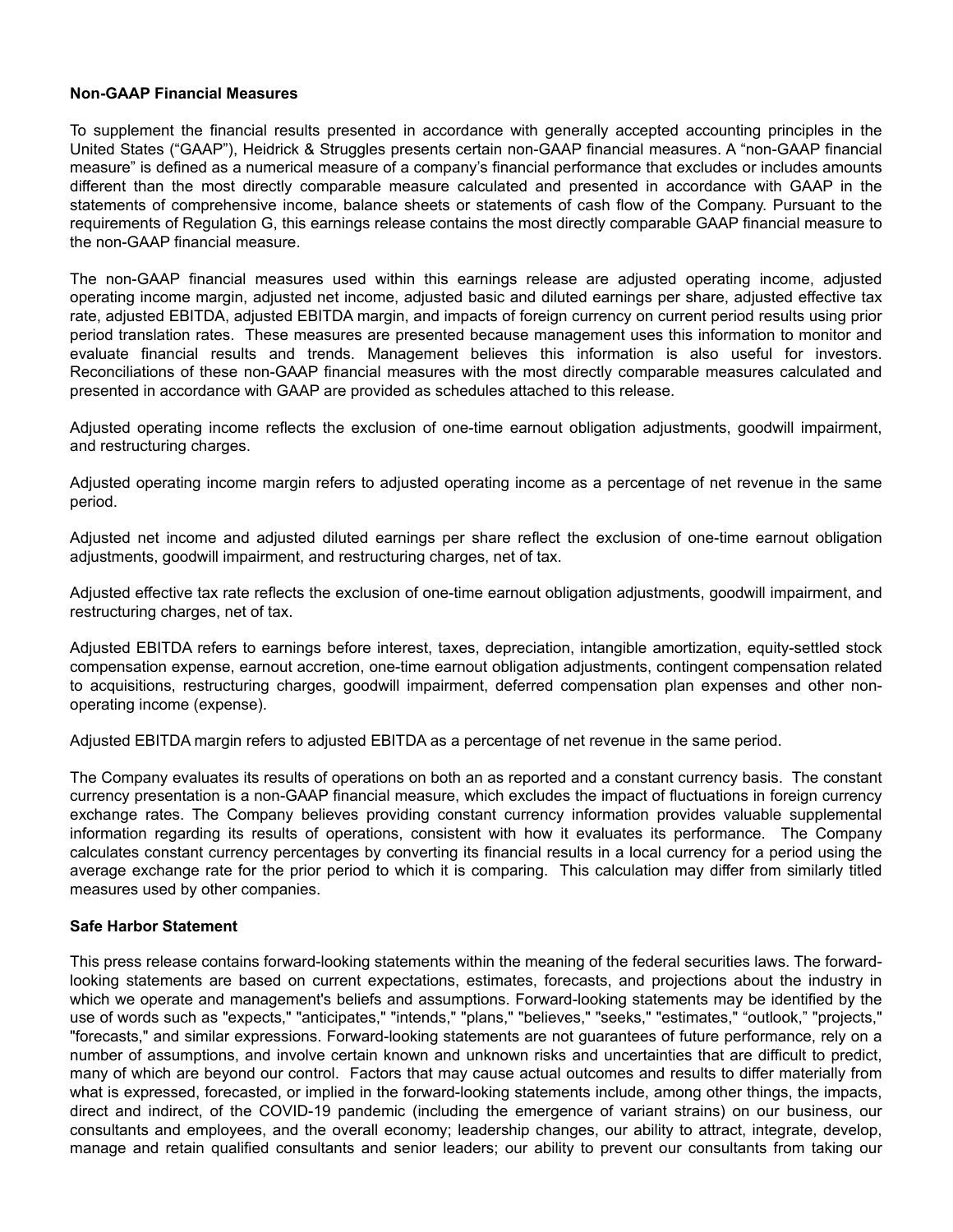**Non-GAAP Financial Measures**

To supplement the financial results presented in accordance with generally accepted accounting principles in the United States ("GAAP"), Heidrick & Struggles presents certain non-GAAP financial measures. A "non-GAAP financial measure" is defined as a numerical measure of a company's financial performance that excludes or includes amounts different than the most directly comparable measure calculated and presented in accordance with GAAP in the statements of comprehensive income, balance sheets or statements of cash flow of the Company. Pursuant to the requirements of Regulation G, this earnings release contains the most directly comparable GAAP financial measure to the non-GAAP financial measure.

The non-GAAP financial measures used within this earnings release are adjusted operating income, adjusted operating income margin, adjusted net income, adjusted basic and diluted earnings per share, adjusted effective tax rate, adjusted EBITDA, adjusted EBITDA margin, and impacts of foreign currency on current period results using prior period translation rates. These measures are presented because management uses this information to monitor and evaluate financial results and trends. Management believes this information is also useful for investors. Reconciliations of these non-GAAP financial measures with the most directly comparable measures calculated and presented in accordance with GAAP are provided as schedules attached to this release.

Adjusted operating income reflects the exclusion of one-time earnout obligation adjustments, goodwill impairment, and restructuring charges.

Adjusted operating income margin refers to adjusted operating income as a percentage of net revenue in the same period.

Adjusted net income and adjusted diluted earnings per share reflect the exclusion of one-time earnout obligation adjustments, goodwill impairment, and restructuring charges, net of tax.

Adjusted effective tax rate reflects the exclusion of one-time earnout obligation adjustments, goodwill impairment, and restructuring charges, net of tax.

Adjusted EBITDA refers to earnings before interest, taxes, depreciation, intangible amortization, equity-settled stock compensation expense, earnout accretion, one-time earnout obligation adjustments, contingent compensation related to acquisitions, restructuring charges, goodwill impairment, deferred compensation plan expenses and other non-operating income (expense).

Adjusted EBITDA margin refers to adjusted EBITDA as a percentage of net revenue in the same period.

The Company evaluates its results of operations on both an as reported and a constant currency basis. The constant currency presentation is a non-GAAP financial measure, which excludes the impact of fluctuations in foreign currency exchange rates. The Company believes providing constant currency information provides valuable supplemental information regarding its results of operations, consistent with how it evaluates its performance. The Company calculates constant currency percentages by converting its financial results in a local currency for a period using the average exchange rate for the prior period to which it is comparing. This calculation may differ from similarly titled measures used by other companies.

**Safe Harbor Statement**

This press release contains forward-looking statements within the meaning of the federal securities laws. The forward-looking statements are based on current expectations, estimates, forecasts, and projections about the industry in which we operate and management's beliefs and assumptions. Forward-looking statements may be identified by the use of words such as "expects," "anticipates," "intends," "plans," "believes," "seeks," "estimates," "outlook," "projects," "forecasts," and similar expressions. Forward-looking statements are not guarantees of future performance, rely on a number of assumptions, and involve certain known and unknown risks and uncertainties that are difficult to predict, many of which are beyond our control. Factors that may cause actual outcomes and results to differ materially from what is expressed, forecasted, or implied in the forward-looking statements include, among other things, the impacts, direct and indirect, of the COVID-19 pandemic (including the emergence of variant strains) on our business, our consultants and employees, and the overall economy; leadership changes, our ability to attract, integrate, develop, manage and retain qualified consultants and senior leaders; our ability to prevent our consultants from taking our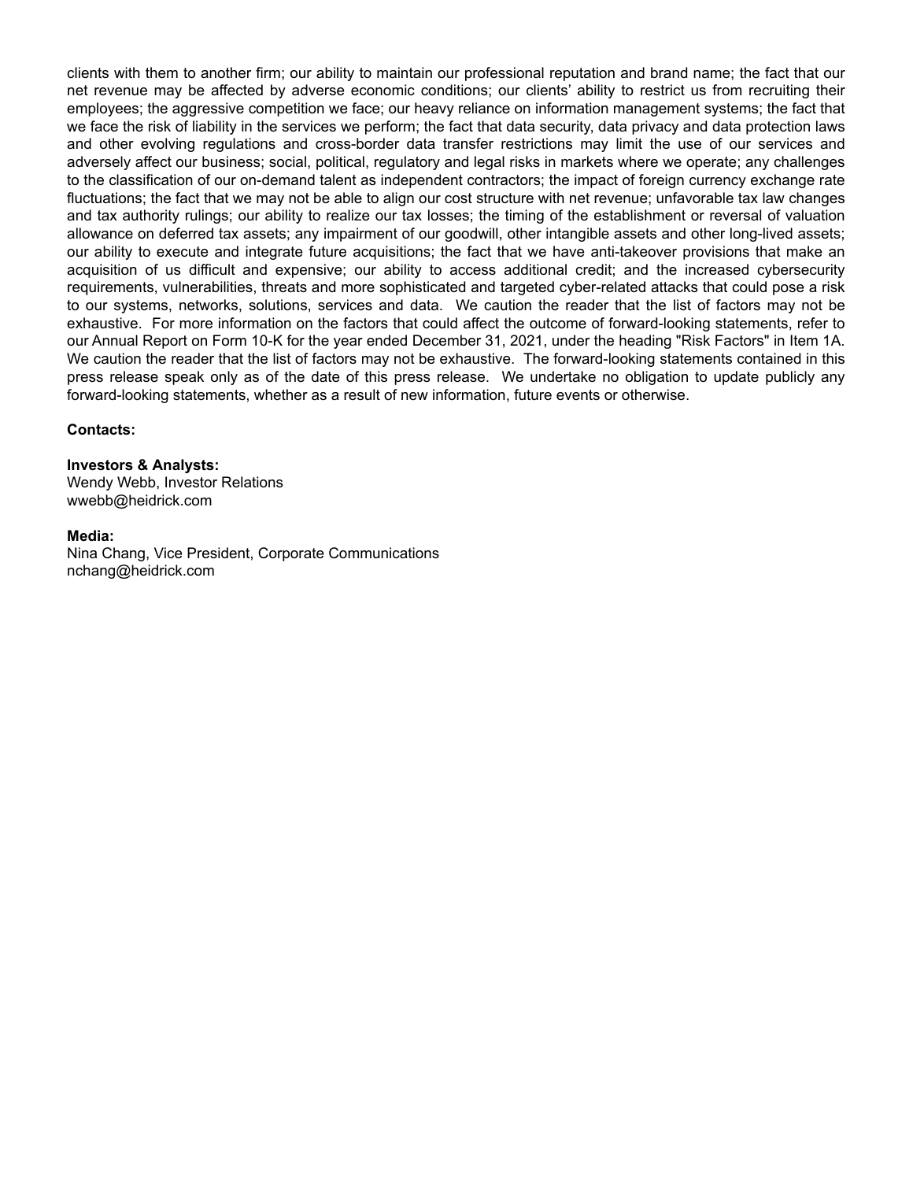clients with them to another firm; our ability to maintain our professional reputation and brand name; the fact that our net revenue may be affected by adverse economic conditions; our clients' ability to restrict us from recruiting their employees; the aggressive competition we face; our heavy reliance on information management systems; the fact that we face the risk of liability in the services we perform; the fact that data security, data privacy and data protection laws and other evolving regulations and cross-border data transfer restrictions may limit the use of our services and adversely affect our business; social, political, regulatory and legal risks in markets where we operate; any challenges to the classification of our on-demand talent as independent contractors; the impact of foreign currency exchange rate fluctuations; the fact that we may not be able to align our cost structure with net revenue; unfavorable tax law changes and tax authority rulings; our ability to realize our tax losses; the timing of the establishment or reversal of valuation allowance on deferred tax assets; any impairment of our goodwill, other intangible assets and other long-lived assets; our ability to execute and integrate future acquisitions; the fact that we have anti-takeover provisions that make an acquisition of us difficult and expensive; our ability to access additional credit; and the increased cybersecurity requirements, vulnerabilities, threats and more sophisticated and targeted cyber-related attacks that could pose a risk to our systems, networks, solutions, services and data. We caution the reader that the list of factors may not be exhaustive. For more information on the factors that could affect the outcome of forward-looking statements, refer to our Annual Report on Form 10-K for the year ended December 31, 2021, under the heading "Risk Factors" in Item 1A. We caution the reader that the list of factors may not be exhaustive. The forward-looking statements contained in this press release speak only as of the date of this press release. We undertake no obligation to update publicly any forward-looking statements, whether as a result of new information, future events or otherwise.

**Contacts:**

**Investors & Analysts:**
Wendy Webb, Investor Relations
wwebb@heidrick.com

**Media:**
Nina Chang, Vice President, Corporate Communications
nchang@heidrick.com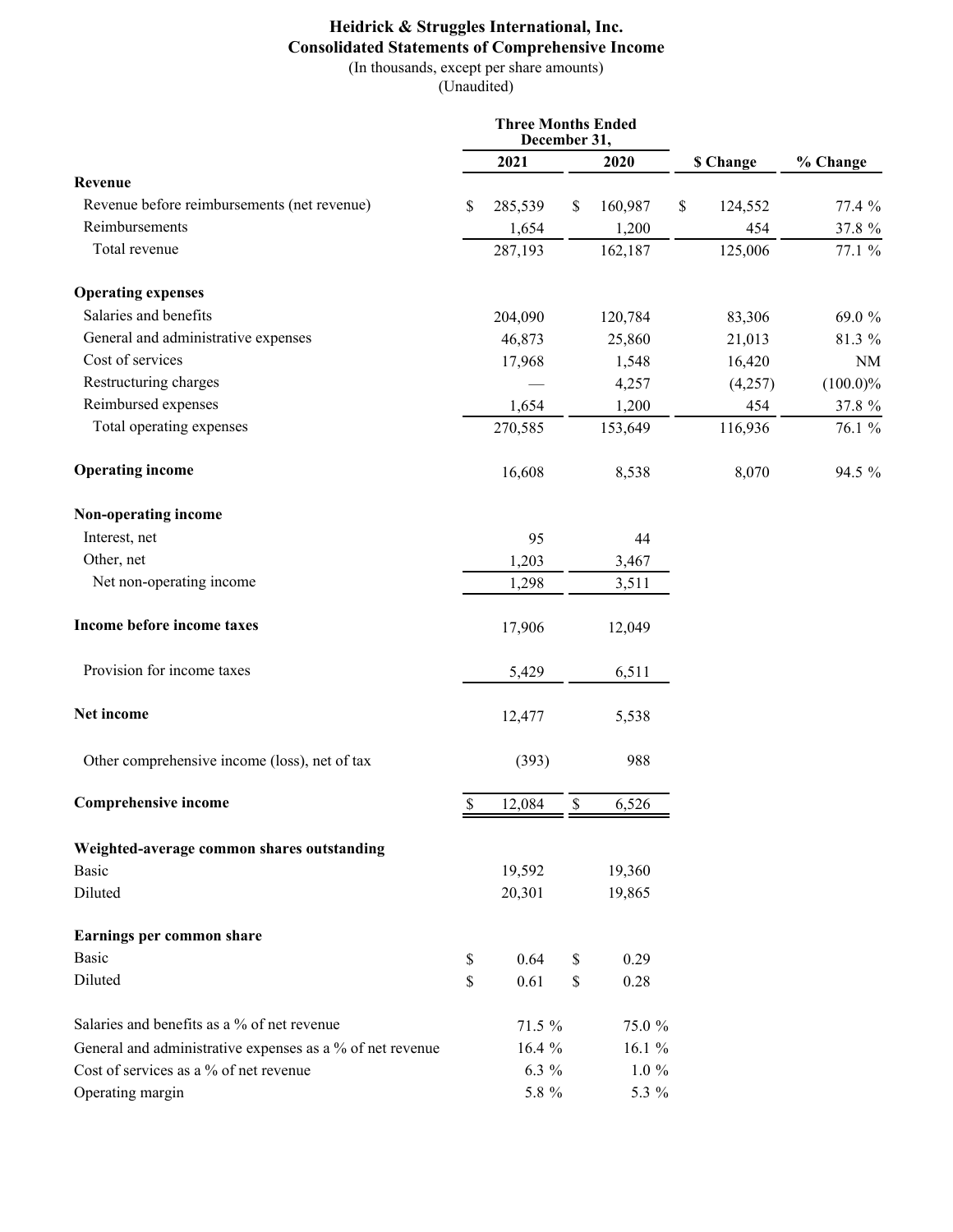# Heidrick & Struggles International, Inc.

## Consolidated Statements of Comprehensive Income

(In thousands, except per share amounts)

(Unaudited)

| | Three Months Ended December 31, 2021 | Three Months Ended December 31, 2020 | $ Change | % Change |
|---|---|---|---|---|
| **Revenue** | | | | |
| Revenue before reimbursements (net revenue) | $ 285,539 | $ 160,987 | $ 124,552 | 77.4 % |
| Reimbursements | 1,654 | 1,200 | 454 | 37.8 % |
| Total revenue | 287,193 | 162,187 | 125,006 | 77.1 % |
| **Operating expenses** | | | | |
| Salaries and benefits | 204,090 | 120,784 | 83,306 | 69.0 % |
| General and administrative expenses | 46,873 | 25,860 | 21,013 | 81.3 % |
| Cost of services | 17,968 | 1,548 | 16,420 | NM |
| Restructuring charges | — | 4,257 | (4,257) | (100.0)% |
| Reimbursed expenses | 1,654 | 1,200 | 454 | 37.8 % |
| Total operating expenses | 270,585 | 153,649 | 116,936 | 76.1 % |
| **Operating income** | 16,608 | 8,538 | 8,070 | 94.5 % |
| **Non-operating income** | | | | |
| Interest, net | 95 | 44 | | |
| Other, net | 1,203 | 3,467 | | |
| Net non-operating income | 1,298 | 3,511 | | |
| **Income before income taxes** | 17,906 | 12,049 | | |
| Provision for income taxes | 5,429 | 6,511 | | |
| **Net income** | 12,477 | 5,538 | | |
| Other comprehensive income (loss), net of tax | (393) | 988 | | |
| **Comprehensive income** | $ 12,084 | $ 6,526 | | |
| **Weighted-average common shares outstanding** | | | | |
| Basic | 19,592 | 19,360 | | |
| Diluted | 20,301 | 19,865 | | |
| **Earnings per common share** | | | | |
| Basic | $ 0.64 | $ 0.29 | | |
| Diluted | $ 0.61 | $ 0.28 | | |
| Salaries and benefits as a % of net revenue | 71.5 % | 75.0 % | | |
| General and administrative expenses as a % of net revenue | 16.4 % | 16.1 % | | |
| Cost of services as a % of net revenue | 6.3 % | 1.0 % | | |
| Operating margin | 5.8 % | 5.3 % | | |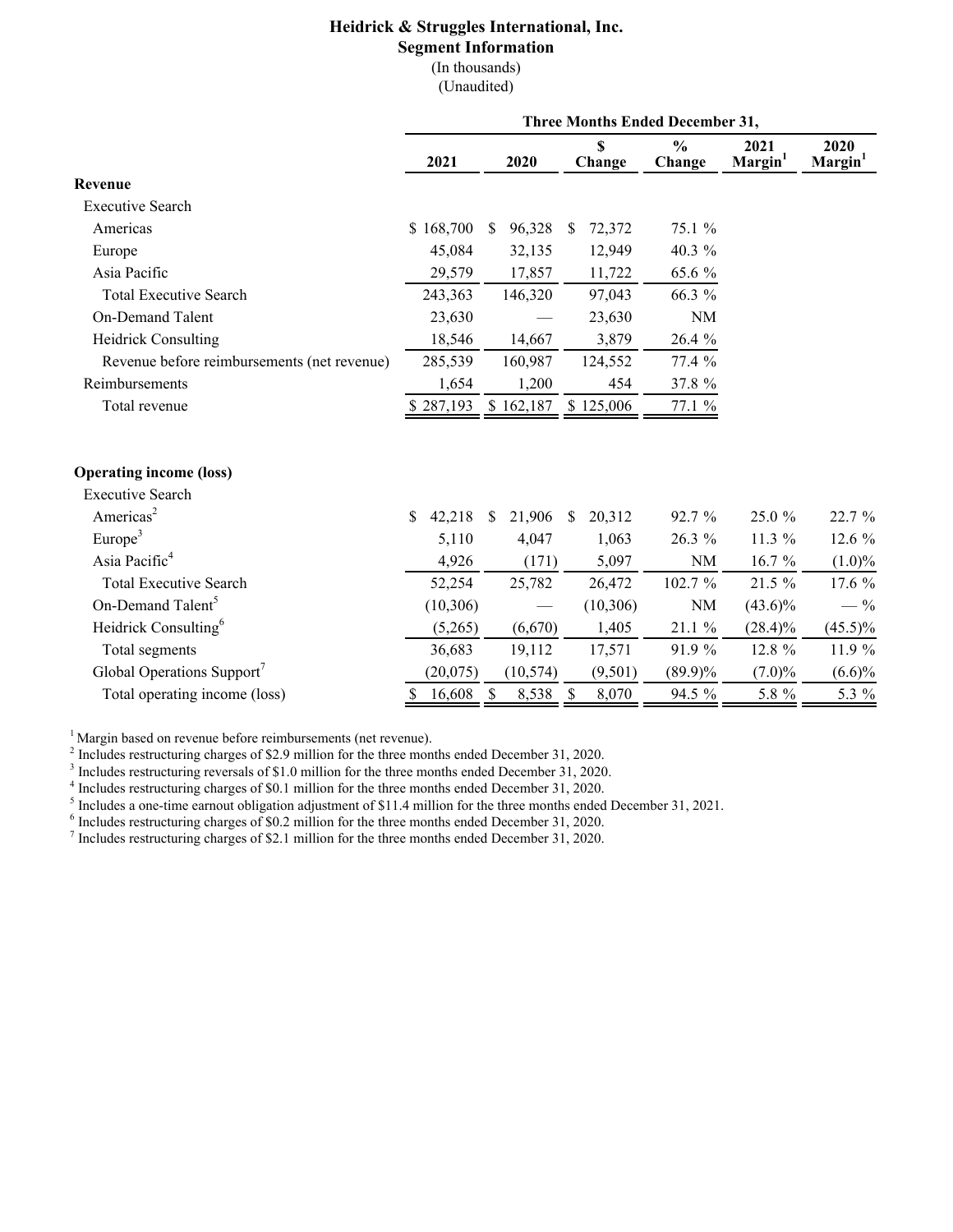# Heidrick & Struggles International, Inc.

## Segment Information

(In thousands)

(Unaudited)

| | Three Months Ended December 31, | | | | | |
|---|---|---|---|---|---|---|
| | 2021 | 2020 | $ Change | % Change | 2021 Margin[1] | 2020 Margin[1] |
| **Revenue** | | | | | | |
| Executive Search | | | | | | |
| Americas | $ 168,700 | $ 96,328 | $ 72,372 | 75.1 % | | |
| Europe | 45,084 | 32,135 | 12,949 | 40.3 % | | |
| Asia Pacific | 29,579 | 17,857 | 11,722 | 65.6 % | | |
| Total Executive Search | 243,363 | 146,320 | 97,043 | 66.3 % | | |
| On-Demand Talent | 23,630 | — | 23,630 | NM | | |
| Heidrick Consulting | 18,546 | 14,667 | 3,879 | 26.4 % | | |
| Revenue before reimbursements (net revenue) | 285,539 | 160,987 | 124,552 | 77.4 % | | |
| Reimbursements | 1,654 | 1,200 | 454 | 37.8 % | | |
| Total revenue | $ 287,193 | $ 162,187 | $ 125,006 | 77.1 % | | |
| | | | | | | |
| **Operating income (loss)** | | | | | | |
| Executive Search | | | | | | |
| Americas[2] | $ 42,218 | $ 21,906 | $ 20,312 | 92.7 % | 25.0 % | 22.7 % |
| Europe[3] | 5,110 | 4,047 | 1,063 | 26.3 % | 11.3 % | 12.6 % |
| Asia Pacific[4] | 4,926 | (171) | 5,097 | NM | 16.7 % | (1.0)% |
| Total Executive Search | 52,254 | 25,782 | 26,472 | 102.7 % | 21.5 % | 17.6 % |
| On-Demand Talent[5] | (10,306) | — | (10,306) | NM | (43.6)% | — % |
| Heidrick Consulting[6] | (5,265) | (6,670) | 1,405 | 21.1 % | (28.4)% | (45.5)% |
| Total segments | 36,683 | 19,112 | 17,571 | 91.9 % | 12.8 % | 11.9 % |
| Global Operations Support[7] | (20,075) | (10,574) | (9,501) | (89.9)% | (7.0)% | (6.6)% |
| Total operating income (loss) | $ 16,608 | $ 8,538 | $ 8,070 | 94.5 % | 5.8 % | 5.3 % |

[1] Margin based on revenue before reimbursements (net revenue).
[2] Includes restructuring charges of $2.9 million for the three months ended December 31, 2020.
[3] Includes restructuring reversals of $1.0 million for the three months ended December 31, 2020.
[4] Includes restructuring charges of $0.1 million for the three months ended December 31, 2020.
[5] Includes a one-time earnout obligation adjustment of $11.4 million for the three months ended December 31, 2021.
[6] Includes restructuring charges of $0.2 million for the three months ended December 31, 2020.
[7] Includes restructuring charges of $2.1 million for the three months ended December 31, 2020.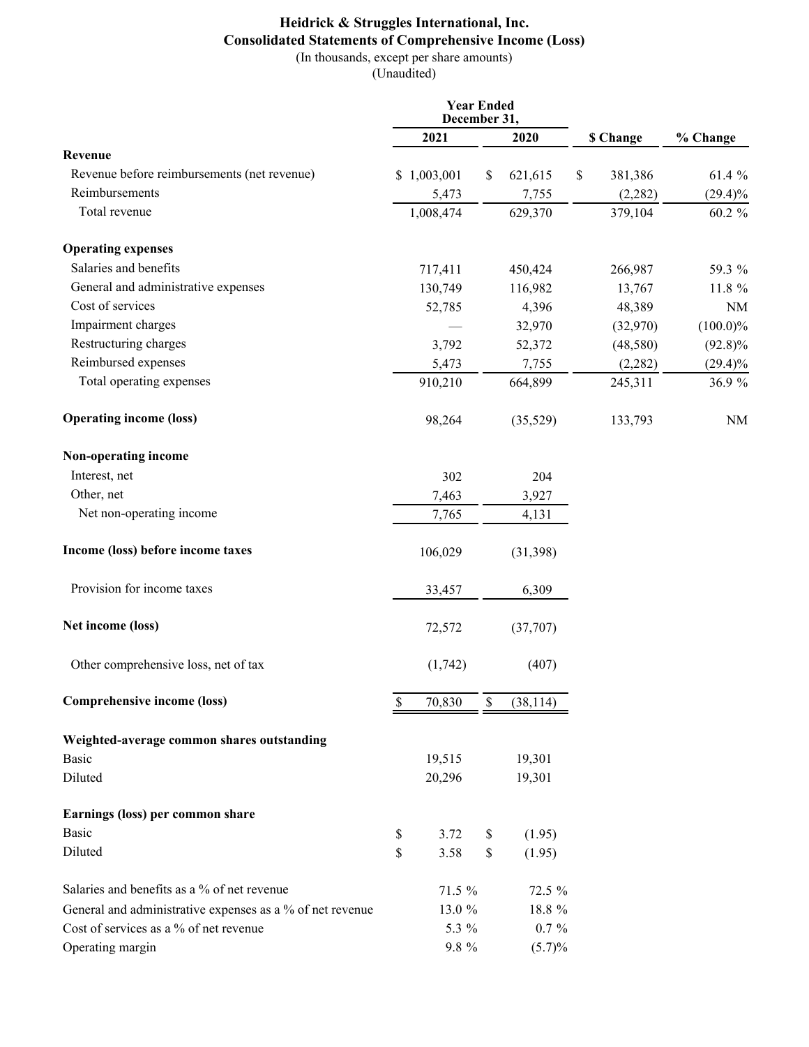# Heidrick & Struggles International, Inc.

## Consolidated Statements of Comprehensive Income (Loss)

(In thousands, except per share amounts)

(Unaudited)

| | Year Ended December 31, 2021 | Year Ended December 31, 2020 | $ Change | % Change |
|---|---|---|---|---|
| **Revenue** | | | | |
| Revenue before reimbursements (net revenue) | $ 1,003,001 | $ 621,615 | $ 381,386 | 61.4 % |
| Reimbursements | 5,473 | 7,755 | (2,282) | (29.4)% |
| Total revenue | 1,008,474 | 629,370 | 379,104 | 60.2 % |
| **Operating expenses** | | | | |
| Salaries and benefits | 717,411 | 450,424 | 266,987 | 59.3 % |
| General and administrative expenses | 130,749 | 116,982 | 13,767 | 11.8 % |
| Cost of services | 52,785 | 4,396 | 48,389 | NM |
| Impairment charges | — | 32,970 | (32,970) | (100.0)% |
| Restructuring charges | 3,792 | 52,372 | (48,580) | (92.8)% |
| Reimbursed expenses | 5,473 | 7,755 | (2,282) | (29.4)% |
| Total operating expenses | 910,210 | 664,899 | 245,311 | 36.9 % |
| **Operating income (loss)** | 98,264 | (35,529) | 133,793 | NM |
| **Non-operating income** | | | | |
| Interest, net | 302 | 204 | | |
| Other, net | 7,463 | 3,927 | | |
| Net non-operating income | 7,765 | 4,131 | | |
| **Income (loss) before income taxes** | 106,029 | (31,398) | | |
| Provision for income taxes | 33,457 | 6,309 | | |
| **Net income (loss)** | 72,572 | (37,707) | | |
| Other comprehensive loss, net of tax | (1,742) | (407) | | |
| **Comprehensive income (loss)** | $ 70,830 | $ (38,114) | | |
| **Weighted-average common shares outstanding** | | | | |
| Basic | 19,515 | 19,301 | | |
| Diluted | 20,296 | 19,301 | | |
| **Earnings (loss) per common share** | | | | |
| Basic | $ 3.72 | $ (1.95) | | |
| Diluted | $ 3.58 | $ (1.95) | | |
| Salaries and benefits as a % of net revenue | 71.5 % | 72.5 % | | |
| General and administrative expenses as a % of net revenue | 13.0 % | 18.8 % | | |
| Cost of services as a % of net revenue | 5.3 % | 0.7 % | | |
| Operating margin | 9.8 % | (5.7)% | | |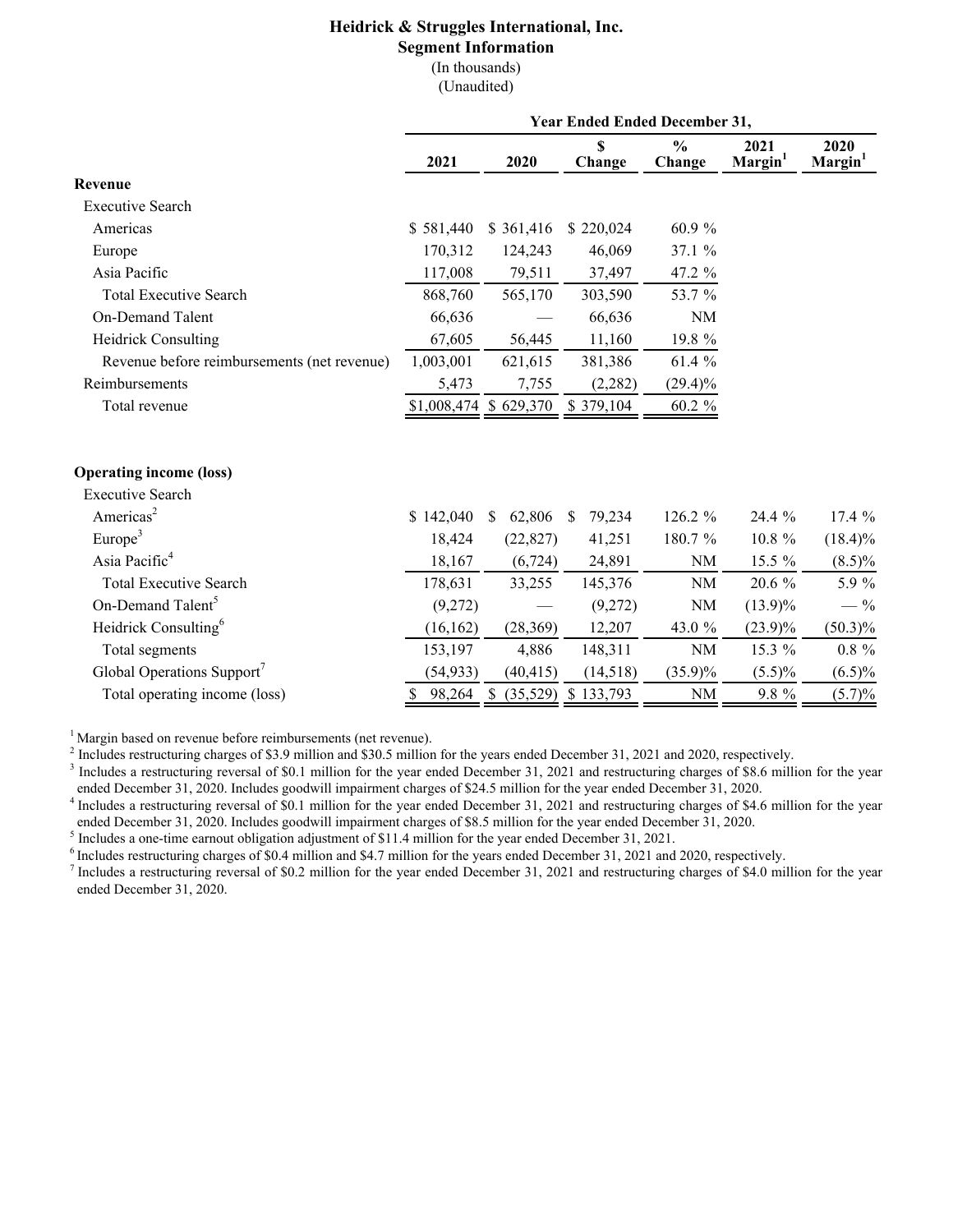**Heidrick & Struggles International, Inc.**
**Segment Information**
(In thousands)
(Unaudited)

| | Year Ended Ended December 31, | | | | | |
|---|---|---|---|---|---|---|
| | 2021 | 2020 | $ Change | % Change | 2021 Margin[1] | 2020 Margin[1] |
| **Revenue** | | | | | | |
| Executive Search | | | | | | |
| Americas | $ 581,440 | $ 361,416 | $ 220,024 | 60.9 % | | |
| Europe | 170,312 | 124,243 | 46,069 | 37.1 % | | |
| Asia Pacific | 117,008 | 79,511 | 37,497 | 47.2 % | | |
| Total Executive Search | 868,760 | 565,170 | 303,590 | 53.7 % | | |
| On-Demand Talent | 66,636 | — | 66,636 | NM | | |
| Heidrick Consulting | 67,605 | 56,445 | 11,160 | 19.8 % | | |
| Revenue before reimbursements (net revenue) | 1,003,001 | 621,615 | 381,386 | 61.4 % | | |
| Reimbursements | 5,473 | 7,755 | (2,282) | (29.4)% | | |
| Total revenue | $1,008,474 | $ 629,370 | $ 379,104 | 60.2 % | | |
| | | | | | | |
| **Operating income (loss)** | | | | | | |
| Executive Search | | | | | | |
| Americas[2] | $ 142,040 | $ 62,806 | $ 79,234 | 126.2 % | 24.4 % | 17.4 % |
| Europe[3] | 18,424 | (22,827) | 41,251 | 180.7 % | 10.8 % | (18.4)% |
| Asia Pacific[4] | 18,167 | (6,724) | 24,891 | NM | 15.5 % | (8.5)% |
| Total Executive Search | 178,631 | 33,255 | 145,376 | NM | 20.6 % | 5.9 % |
| On-Demand Talent[5] | (9,272) | — | (9,272) | NM | (13.9)% | — % |
| Heidrick Consulting[6] | (16,162) | (28,369) | 12,207 | 43.0 % | (23.9)% | (50.3)% |
| Total segments | 153,197 | 4,886 | 148,311 | NM | 15.3 % | 0.8 % |
| Global Operations Support[7] | (54,933) | (40,415) | (14,518) | (35.9)% | (5.5)% | (6.5)% |
| Total operating income (loss) | $ 98,264 | $ (35,529) | $ 133,793 | NM | 9.8 % | (5.7)% |

[1] Margin based on revenue before reimbursements (net revenue).

[2] Includes restructuring charges of $3.9 million and $30.5 million for the years ended December 31, 2021 and 2020, respectively.

[3] Includes a restructuring reversal of $0.1 million for the year ended December 31, 2021 and restructuring charges of $8.6 million for the year ended December 31, 2020. Includes goodwill impairment charges of $24.5 million for the year ended December 31, 2020.

[4] Includes a restructuring reversal of $0.1 million for the year ended December 31, 2021 and restructuring charges of $4.6 million for the year ended December 31, 2020. Includes goodwill impairment charges of $8.5 million for the year ended December 31, 2020.

[5] Includes a one-time earnout obligation adjustment of $11.4 million for the year ended December 31, 2021.

[6] Includes restructuring charges of $0.4 million and $4.7 million for the years ended December 31, 2021 and 2020, respectively.

[7] Includes a restructuring reversal of $0.2 million for the year ended December 31, 2021 and restructuring charges of $4.0 million for the year ended December 31, 2020.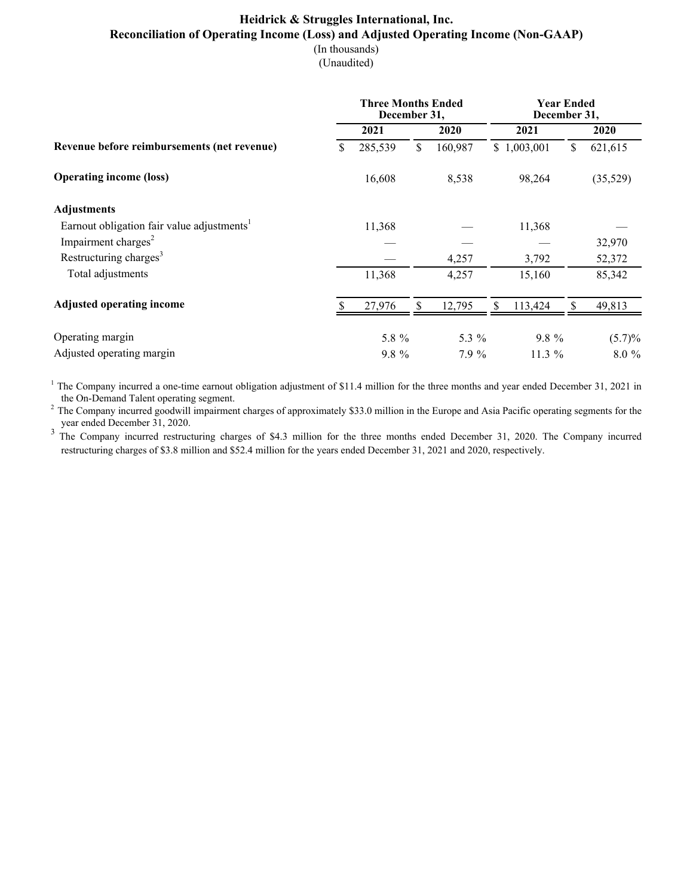# Heidrick & Struggles International, Inc.

## Reconciliation of Operating Income (Loss) and Adjusted Operating Income (Non-GAAP)

(In thousands)
(Unaudited)

| | Three Months Ended December 31, | | Year Ended December 31, | |
|---|---|---|---|---|
| | 2021 | 2020 | 2021 | 2020 |
| **Revenue before reimbursements (net revenue)** | $ 285,539 | $ 160,987 | $ 1,003,001 | $ 621,615 |
| **Operating income (loss)** | 16,608 | 8,538 | 98,264 | (35,529) |
| **Adjustments** | | | | |
| Earnout obligation fair value adjustments[1] | 11,368 | — | 11,368 | — |
| Impairment charges[2] | — | — | — | 32,970 |
| Restructuring charges[3] | — | 4,257 | 3,792 | 52,372 |
| Total adjustments | 11,368 | 4,257 | 15,160 | 85,342 |
| **Adjusted operating income** | $ 27,976 | $ 12,795 | $ 113,424 | $ 49,813 |
| Operating margin | 5.8 % | 5.3 % | 9.8 % | (5.7)% |
| Adjusted operating margin | 9.8 % | 7.9 % | 11.3 % | 8.0 % |

[1] The Company incurred a one-time earnout obligation adjustment of $11.4 million for the three months and year ended December 31, 2021 in the On-Demand Talent operating segment.

[2] The Company incurred goodwill impairment charges of approximately $33.0 million in the Europe and Asia Pacific operating segments for the year ended December 31, 2020.

[3] The Company incurred restructuring charges of $4.3 million for the three months ended December 31, 2020. The Company incurred restructuring charges of $3.8 million and $52.4 million for the years ended December 31, 2021 and 2020, respectively.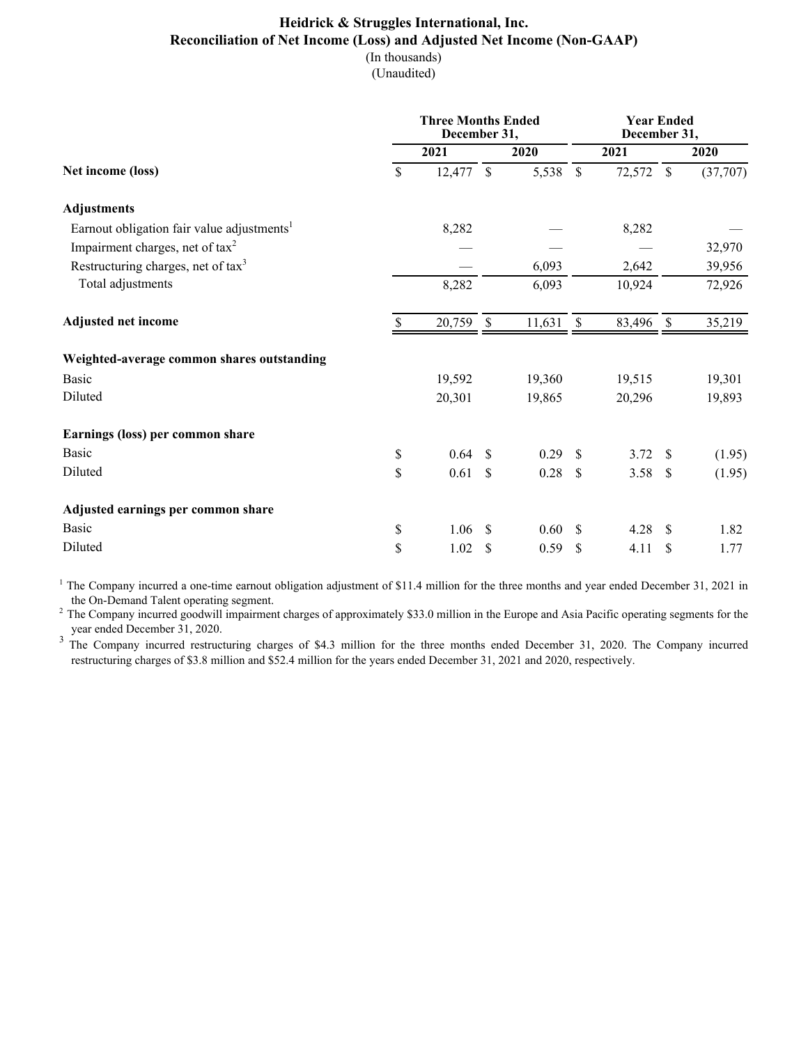# Heidrick & Struggles International, Inc.

## Reconciliation of Net Income (Loss) and Adjusted Net Income (Non-GAAP)

(In thousands)

(Unaudited)

| | Three Months Ended December 31, | | Year Ended December 31, | |
|---|---|---|---|---|
| | 2021 | 2020 | 2021 | 2020 |
| **Net income (loss)** | $ 12,477 | $ 5,538 | $ 72,572 | $ (37,707) |
| **Adjustments** | | | | |
| Earnout obligation fair value adjustments[1] | 8,282 | — | 8,282 | — |
| Impairment charges, net of tax[2] | — | — | — | 32,970 |
| Restructuring charges, net of tax[3] | — | 6,093 | 2,642 | 39,956 |
| Total adjustments | 8,282 | 6,093 | 10,924 | 72,926 |
| **Adjusted net income** | $ 20,759 | $ 11,631 | $ 83,496 | $ 35,219 |
| **Weighted-average common shares outstanding** | | | | |
| Basic | 19,592 | 19,360 | 19,515 | 19,301 |
| Diluted | 20,301 | 19,865 | 20,296 | 19,893 |
| **Earnings (loss) per common share** | | | | |
| Basic | $ 0.64 | $ 0.29 | $ 3.72 | $ (1.95) |
| Diluted | $ 0.61 | $ 0.28 | $ 3.58 | $ (1.95) |
| **Adjusted earnings per common share** | | | | |
| Basic | $ 1.06 | $ 0.60 | $ 4.28 | $ 1.82 |
| Diluted | $ 1.02 | $ 0.59 | $ 4.11 | $ 1.77 |

[1] The Company incurred a one-time earnout obligation adjustment of $11.4 million for the three months and year ended December 31, 2021 in the On-Demand Talent operating segment.

[2] The Company incurred goodwill impairment charges of approximately $33.0 million in the Europe and Asia Pacific operating segments for the year ended December 31, 2020.

[3] The Company incurred restructuring charges of $4.3 million for the three months ended December 31, 2020. The Company incurred restructuring charges of $3.8 million and $52.4 million for the years ended December 31, 2021 and 2020, respectively.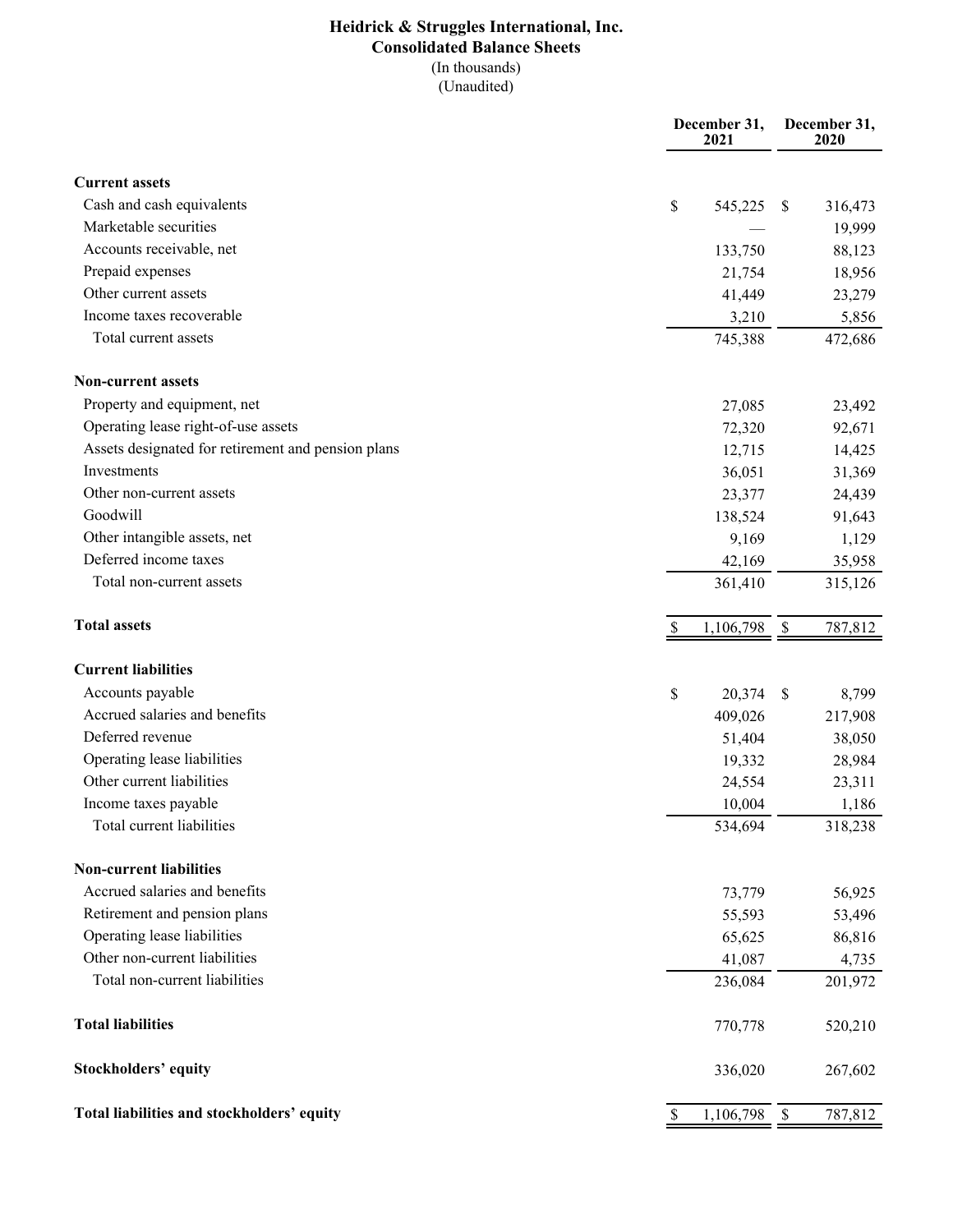# Heidrick & Struggles International, Inc.

## Consolidated Balance Sheets

(In thousands)

(Unaudited)

| | December 31, 2021 | December 31, 2020 |
|---|---|---|
| **Current assets** | | |
| Cash and cash equivalents | $ 545,225 | $ 316,473 |
| Marketable securities | — | 19,999 |
| Accounts receivable, net | 133,750 | 88,123 |
| Prepaid expenses | 21,754 | 18,956 |
| Other current assets | 41,449 | 23,279 |
| Income taxes recoverable | 3,210 | 5,856 |
| Total current assets | 745,388 | 472,686 |
| **Non-current assets** | | |
| Property and equipment, net | 27,085 | 23,492 |
| Operating lease right-of-use assets | 72,320 | 92,671 |
| Assets designated for retirement and pension plans | 12,715 | 14,425 |
| Investments | 36,051 | 31,369 |
| Other non-current assets | 23,377 | 24,439 |
| Goodwill | 138,524 | 91,643 |
| Other intangible assets, net | 9,169 | 1,129 |
| Deferred income taxes | 42,169 | 35,958 |
| Total non-current assets | 361,410 | 315,126 |
| **Total assets** | $ 1,106,798 | $ 787,812 |
| **Current liabilities** | | |
| Accounts payable | $ 20,374 | $ 8,799 |
| Accrued salaries and benefits | 409,026 | 217,908 |
| Deferred revenue | 51,404 | 38,050 |
| Operating lease liabilities | 19,332 | 28,984 |
| Other current liabilities | 24,554 | 23,311 |
| Income taxes payable | 10,004 | 1,186 |
| Total current liabilities | 534,694 | 318,238 |
| **Non-current liabilities** | | |
| Accrued salaries and benefits | 73,779 | 56,925 |
| Retirement and pension plans | 55,593 | 53,496 |
| Operating lease liabilities | 65,625 | 86,816 |
| Other non-current liabilities | 41,087 | 4,735 |
| Total non-current liabilities | 236,084 | 201,972 |
| **Total liabilities** | 770,778 | 520,210 |
| **Stockholders' equity** | 336,020 | 267,602 |
| **Total liabilities and stockholders' equity** | $ 1,106,798 | $ 787,812 |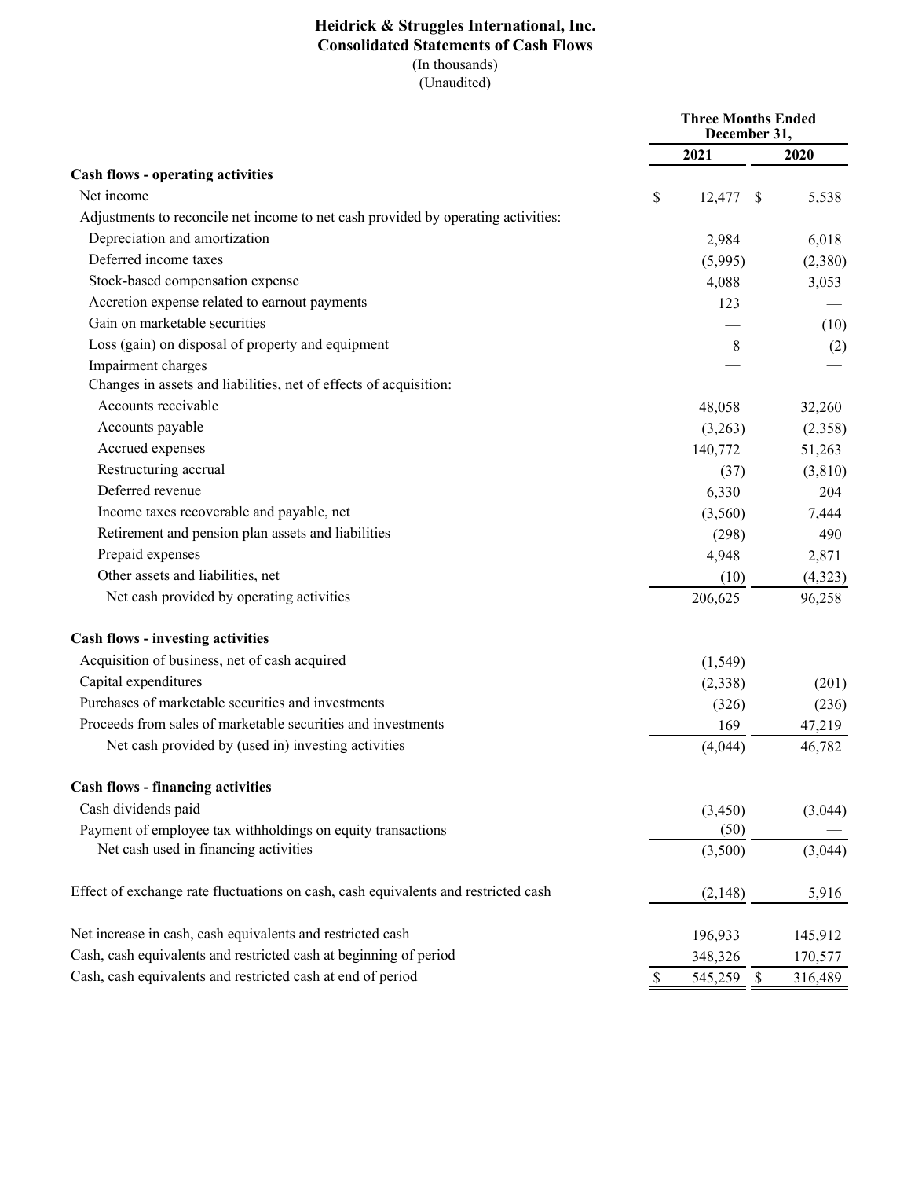# Heidrick & Struggles International, Inc.
## Consolidated Statements of Cash Flows
(In thousands)
(Unaudited)

| | Three Months Ended December 31, | |
|---|---|---|
| | 2021 | 2020 |
| **Cash flows - operating activities** | | |
| Net income | $ 12,477 | $ 5,538 |
| Adjustments to reconcile net income to net cash provided by operating activities: | | |
| Depreciation and amortization | 2,984 | 6,018 |
| Deferred income taxes | (5,995) | (2,380) |
| Stock-based compensation expense | 4,088 | 3,053 |
| Accretion expense related to earnout payments | 123 | — |
| Gain on marketable securities | — | (10) |
| Loss (gain) on disposal of property and equipment | 8 | (2) |
| Impairment charges | — | — |
| Changes in assets and liabilities, net of effects of acquisition: | | |
| Accounts receivable | 48,058 | 32,260 |
| Accounts payable | (3,263) | (2,358) |
| Accrued expenses | 140,772 | 51,263 |
| Restructuring accrual | (37) | (3,810) |
| Deferred revenue | 6,330 | 204 |
| Income taxes recoverable and payable, net | (3,560) | 7,444 |
| Retirement and pension plan assets and liabilities | (298) | 490 |
| Prepaid expenses | 4,948 | 2,871 |
| Other assets and liabilities, net | (10) | (4,323) |
| Net cash provided by operating activities | 206,625 | 96,258 |
| **Cash flows - investing activities** | | |
| Acquisition of business, net of cash acquired | (1,549) | — |
| Capital expenditures | (2,338) | (201) |
| Purchases of marketable securities and investments | (326) | (236) |
| Proceeds from sales of marketable securities and investments | 169 | 47,219 |
| Net cash provided by (used in) investing activities | (4,044) | 46,782 |
| **Cash flows - financing activities** | | |
| Cash dividends paid | (3,450) | (3,044) |
| Payment of employee tax withholdings on equity transactions | (50) | — |
| Net cash used in financing activities | (3,500) | (3,044) |
| Effect of exchange rate fluctuations on cash, cash equivalents and restricted cash | (2,148) | 5,916 |
| Net increase in cash, cash equivalents and restricted cash | 196,933 | 145,912 |
| Cash, cash equivalents and restricted cash at beginning of period | 348,326 | 170,577 |
| Cash, cash equivalents and restricted cash at end of period | $ 545,259 | $ 316,489 |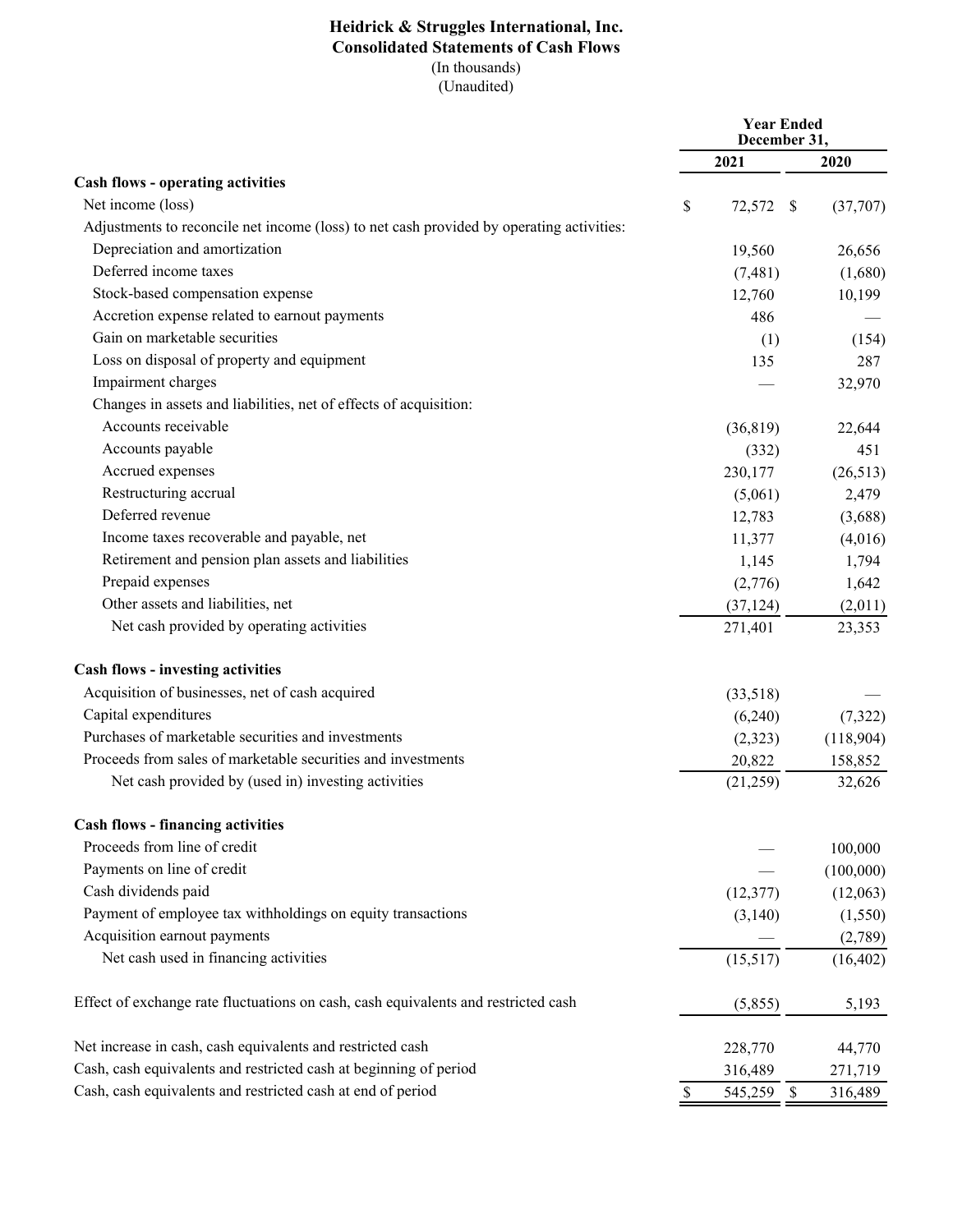# Heidrick & Struggles International, Inc.
## Consolidated Statements of Cash Flows
(In thousands)
(Unaudited)

| | Year Ended December 31, | |
|---|---|---|
| | 2021 | 2020 |
| **Cash flows - operating activities** | | |
| Net income (loss) | $ 72,572 | $ (37,707) |
| Adjustments to reconcile net income (loss) to net cash provided by operating activities: | | |
| Depreciation and amortization | 19,560 | 26,656 |
| Deferred income taxes | (7,481) | (1,680) |
| Stock-based compensation expense | 12,760 | 10,199 |
| Accretion expense related to earnout payments | 486 | — |
| Gain on marketable securities | (1) | (154) |
| Loss on disposal of property and equipment | 135 | 287 |
| Impairment charges | — | 32,970 |
| Changes in assets and liabilities, net of effects of acquisition: | | |
| Accounts receivable | (36,819) | 22,644 |
| Accounts payable | (332) | 451 |
| Accrued expenses | 230,177 | (26,513) |
| Restructuring accrual | (5,061) | 2,479 |
| Deferred revenue | 12,783 | (3,688) |
| Income taxes recoverable and payable, net | 11,377 | (4,016) |
| Retirement and pension plan assets and liabilities | 1,145 | 1,794 |
| Prepaid expenses | (2,776) | 1,642 |
| Other assets and liabilities, net | (37,124) | (2,011) |
| Net cash provided by operating activities | 271,401 | 23,353 |
| **Cash flows - investing activities** | | |
| Acquisition of businesses, net of cash acquired | (33,518) | — |
| Capital expenditures | (6,240) | (7,322) |
| Purchases of marketable securities and investments | (2,323) | (118,904) |
| Proceeds from sales of marketable securities and investments | 20,822 | 158,852 |
| Net cash provided by (used in) investing activities | (21,259) | 32,626 |
| **Cash flows - financing activities** | | |
| Proceeds from line of credit | — | 100,000 |
| Payments on line of credit | — | (100,000) |
| Cash dividends paid | (12,377) | (12,063) |
| Payment of employee tax withholdings on equity transactions | (3,140) | (1,550) |
| Acquisition earnout payments | — | (2,789) |
| Net cash used in financing activities | (15,517) | (16,402) |
| Effect of exchange rate fluctuations on cash, cash equivalents and restricted cash | (5,855) | 5,193 |
| Net increase in cash, cash equivalents and restricted cash | 228,770 | 44,770 |
| Cash, cash equivalents and restricted cash at beginning of period | 316,489 | 271,719 |
| Cash, cash equivalents and restricted cash at end of period | $ 545,259 | $ 316,489 |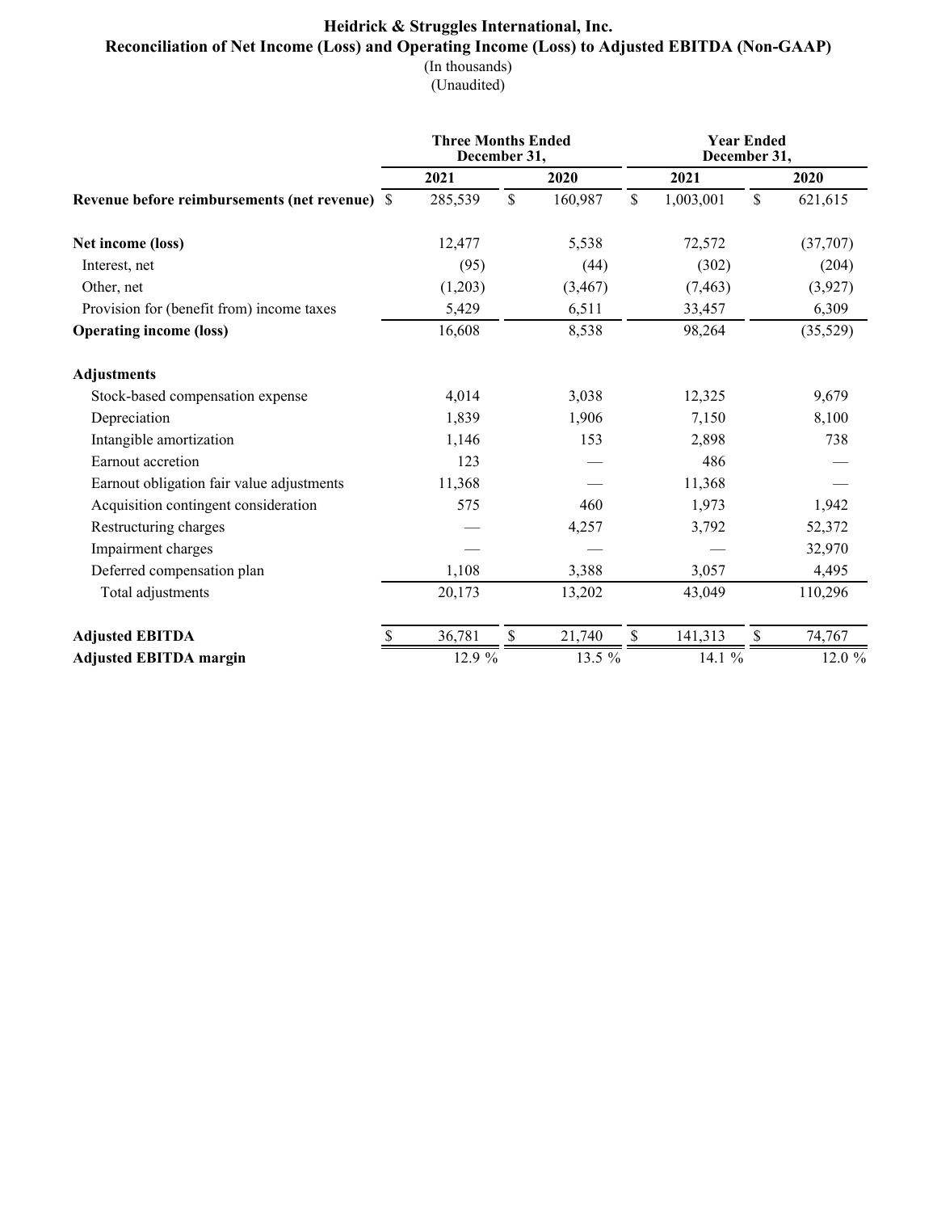# Heidrick & Struggles International, Inc.

## Reconciliation of Net Income (Loss) and Operating Income (Loss) to Adjusted EBITDA (Non-GAAP)

(In thousands)
(Unaudited)

| | Three Months Ended December 31, | | Year Ended December 31, | |
|---|---|---|---|---|
| | 2021 | 2020 | 2021 | 2020 |
| **Revenue before reimbursements (net revenue)** | $ 285,539 | $ 160,987 | $ 1,003,001 | $ 621,615 |
| | | | | |
| **Net income (loss)** | 12,477 | 5,538 | 72,572 | (37,707) |
| Interest, net | (95) | (44) | (302) | (204) |
| Other, net | (1,203) | (3,467) | (7,463) | (3,927) |
| Provision for (benefit from) income taxes | 5,429 | 6,511 | 33,457 | 6,309 |
| **Operating income (loss)** | 16,608 | 8,538 | 98,264 | (35,529) |
| | | | | |
| **Adjustments** | | | | |
| Stock-based compensation expense | 4,014 | 3,038 | 12,325 | 9,679 |
| Depreciation | 1,839 | 1,906 | 7,150 | 8,100 |
| Intangible amortization | 1,146 | 153 | 2,898 | 738 |
| Earnout accretion | 123 | — | 486 | — |
| Earnout obligation fair value adjustments | 11,368 | — | 11,368 | — |
| Acquisition contingent consideration | 575 | 460 | 1,973 | 1,942 |
| Restructuring charges | — | 4,257 | 3,792 | 52,372 |
| Impairment charges | — | — | — | 32,970 |
| Deferred compensation plan | 1,108 | 3,388 | 3,057 | 4,495 |
| Total adjustments | 20,173 | 13,202 | 43,049 | 110,296 |
| | | | | |
| **Adjusted EBITDA** | $ 36,781 | $ 21,740 | $ 141,313 | $ 74,767 |
| **Adjusted EBITDA margin** | 12.9 % | 13.5 % | 14.1 % | 12.0 % |